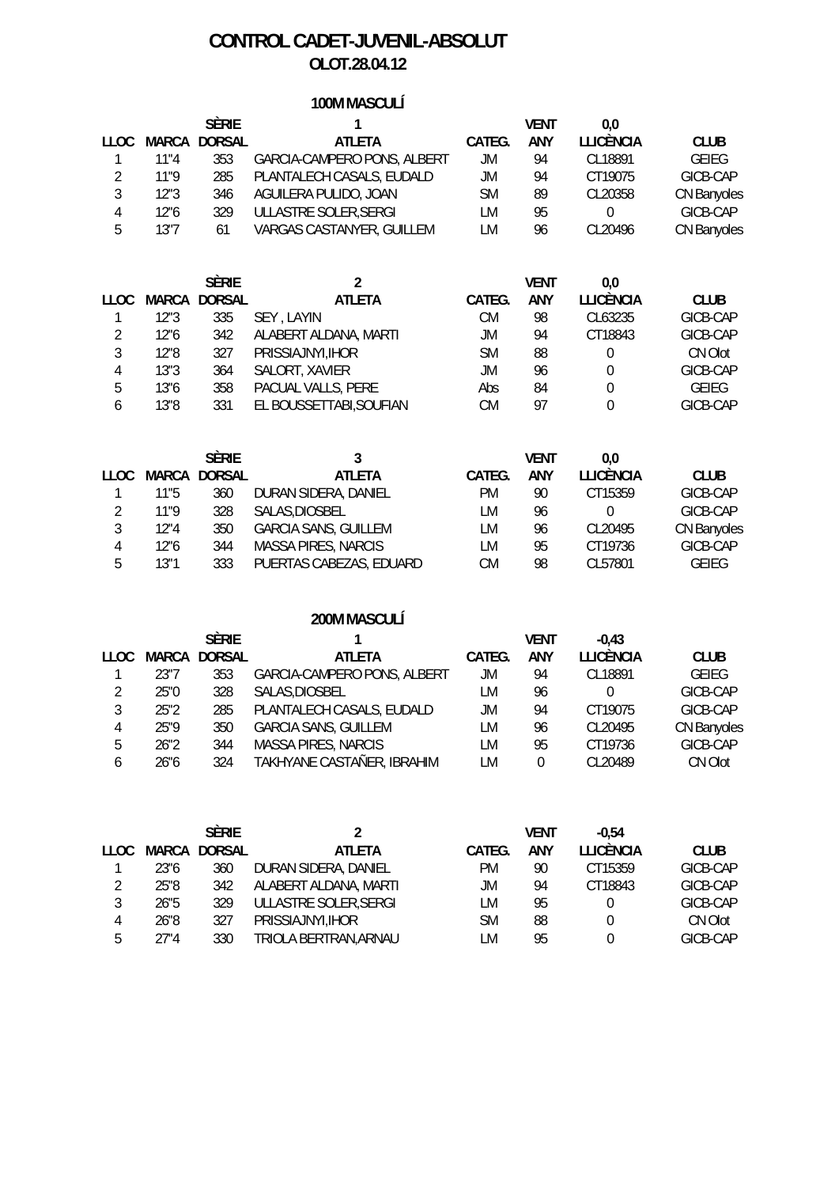# CONTROL CADET-JUVENIL-ABSOLUT

## OLOT.28.04.12

### 100M MASCULÍ

| LLOC | MARCA | SÈRIE DORSAL | 1 ATLETA | CATEG. | VENT ANY | 0,0 LLICÈNCIA | CLUB |
|---|---|---|---|---|---|---|---|
| 1 | 11"4 | 353 | GARCIA-CAMPERO PONS, ALBERT | JM | 94 | CL18891 | GEIEG |
| 2 | 11"9 | 285 | PLANTALECH CASALS, EUDALD | JM | 94 | CT19075 | GICB-CAP |
| 3 | 12"3 | 346 | AGUILERA PULIDO, JOAN | SM | 89 | CL20358 | CN Banyoles |
| 4 | 12"6 | 329 | ULLASTRE SOLER,SERGI | LM | 95 | 0 | GICB-CAP |
| 5 | 13"7 | 61 | VARGAS CASTANYER, GUILLEM | LM | 96 | CL20496 | CN Banyoles |

| LLOC | MARCA | SÈRIE DORSAL | 2 ATLETA | CATEG. | VENT ANY | 0,0 LLICÈNCIA | CLUB |
|---|---|---|---|---|---|---|---|
| 1 | 12"3 | 335 | SEY , LAYIN | CM | 98 | CL63235 | GICB-CAP |
| 2 | 12"6 | 342 | ALABERT ALDANA, MARTI | JM | 94 | CT18843 | GICB-CAP |
| 3 | 12"8 | 327 | PRISSIAJNYI,IHOR | SM | 88 | 0 | CN Olot |
| 4 | 13"3 | 364 | SALORT, XAVIER | JM | 96 | 0 | GICB-CAP |
| 5 | 13"6 | 358 | PACUAL VALLS, PERE | Abs | 84 | 0 | GEIEG |
| 6 | 13"8 | 331 | EL BOUSSETTABI,SOUFIAN | CM | 97 | 0 | GICB-CAP |

| LLOC | MARCA | SÈRIE DORSAL | 3 ATLETA | CATEG. | VENT ANY | 0,0 LLICÈNCIA | CLUB |
|---|---|---|---|---|---|---|---|
| 1 | 11"5 | 360 | DURAN SIDERA, DANIEL | PM | 90 | CT15359 | GICB-CAP |
| 2 | 11"9 | 328 | SALAS,DIOSBEL | LM | 96 | 0 | GICB-CAP |
| 3 | 12"4 | 350 | GARCIA SANS, GUILLEM | LM | 96 | CL20495 | CN Banyoles |
| 4 | 12"6 | 344 | MASSA PIRES, NARCIS | LM | 95 | CT19736 | GICB-CAP |
| 5 | 13"1 | 333 | PUERTAS CABEZAS, EDUARD | CM | 98 | CL57801 | GEIEG |

### 200M MASCULÍ

| LLOC | MARCA | SÈRIE DORSAL | 1 ATLETA | CATEG. | VENT ANY | -0,43 LLICÈNCIA | CLUB |
|---|---|---|---|---|---|---|---|
| 1 | 23"7 | 353 | GARCIA-CAMPERO PONS, ALBERT | JM | 94 | CL18891 | GEIEG |
| 2 | 25"0 | 328 | SALAS,DIOSBEL | LM | 96 | 0 | GICB-CAP |
| 3 | 25"2 | 285 | PLANTALECH CASALS, EUDALD | JM | 94 | CT19075 | GICB-CAP |
| 4 | 25"9 | 350 | GARCIA SANS, GUILLEM | LM | 96 | CL20495 | CN Banyoles |
| 5 | 26"2 | 344 | MASSA PIRES, NARCIS | LM | 95 | CT19736 | GICB-CAP |
| 6 | 26"6 | 324 | TAKHYANE CASTAÑER, IBRAHIM | LM | 0 | CL20489 | CN Olot |

| LLOC | MARCA | SÈRIE DORSAL | 2 ATLETA | CATEG. | VENT ANY | -0,54 LLICÈNCIA | CLUB |
|---|---|---|---|---|---|---|---|
| 1 | 23"6 | 360 | DURAN SIDERA, DANIEL | PM | 90 | CT15359 | GICB-CAP |
| 2 | 25"8 | 342 | ALABERT ALDANA, MARTI | JM | 94 | CT18843 | GICB-CAP |
| 3 | 26"5 | 329 | ULLASTRE SOLER,SERGI | LM | 95 | 0 | GICB-CAP |
| 4 | 26"8 | 327 | PRISSIAJNYI,IHOR | SM | 88 | 0 | CN Olot |
| 5 | 27"4 | 330 | TRIOLA BERTRAN,ARNAU | LM | 95 | 0 | GICB-CAP |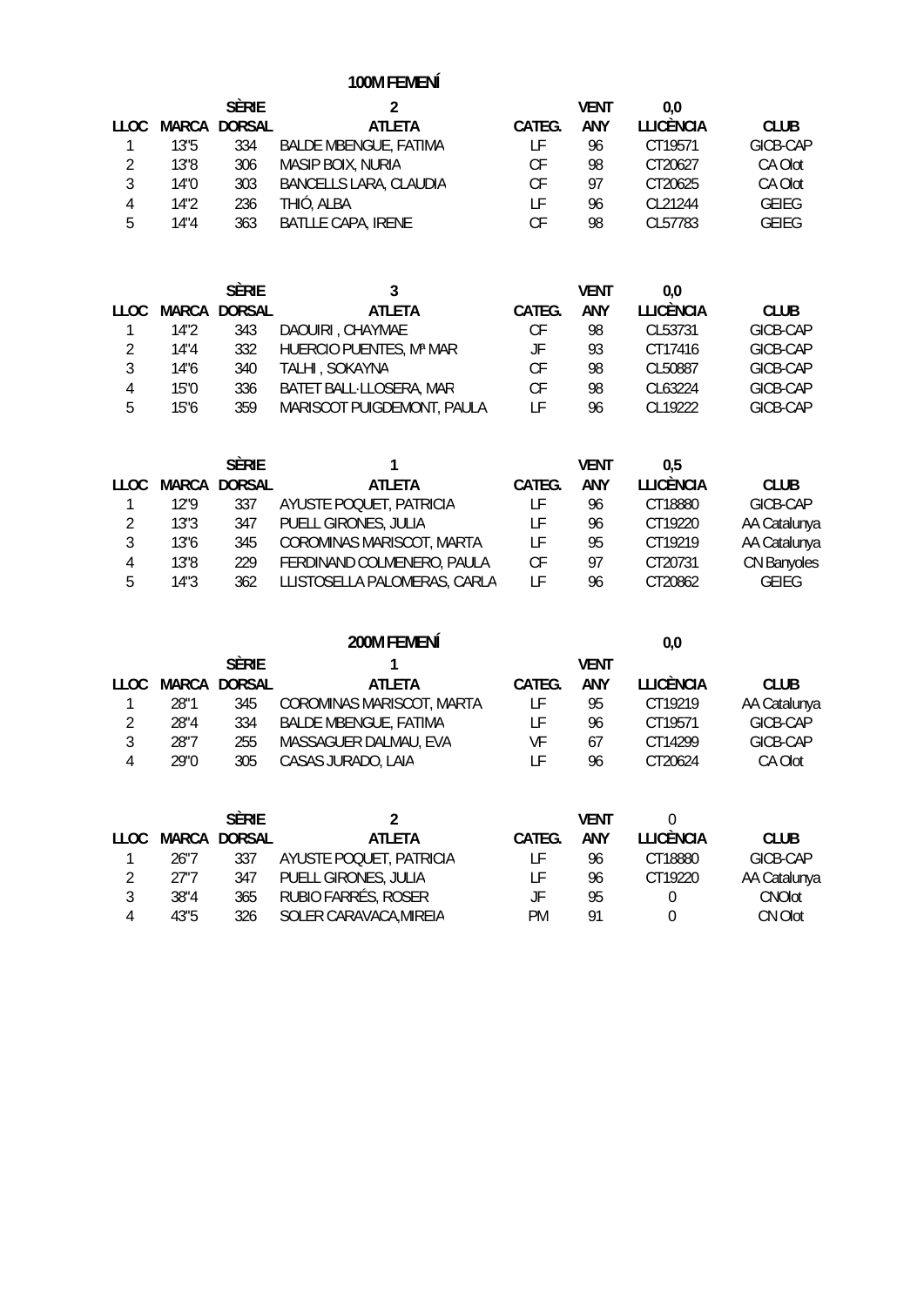## 100M FEMENÍ

| | | SÈRIE | 2 | | VENT | 0,0 | |
|---|---|---|---|---|---|---|---|
| **LLOC** | **MARCA** | **DORSAL** | **ATLETA** | **CATEG.** | **ANY** | **LLICÈNCIA** | **CLUB** |
| 1 | 13"5 | 334 | BALDE MBENGUE, FATIMA | LF | 96 | CT19571 | GICB-CAP |
| 2 | 13"8 | 306 | MASIP BOIX, NURIA | CF | 98 | CT20627 | CA Olot |
| 3 | 14"0 | 303 | BANCELLS LARA, CLAUDIA | CF | 97 | CT20625 | CA Olot |
| 4 | 14"2 | 236 | THIÓ, ALBA | LF | 96 | CL21244 | GEIEG |
| 5 | 14"4 | 363 | BATLLE CAPA, IRENE | CF | 98 | CL57783 | GEIEG |

| | | SÈRIE | 3 | | VENT | 0,0 | |
|---|---|---|---|---|---|---|---|
| **LLOC** | **MARCA** | **DORSAL** | **ATLETA** | **CATEG.** | **ANY** | **LLICÈNCIA** | **CLUB** |
| 1 | 14"2 | 343 | DAOUIRI , CHAYMAE | CF | 98 | CL53731 | GICB-CAP |
| 2 | 14"4 | 332 | HUERCIO PUENTES, Mª MAR | JF | 93 | CT17416 | GICB-CAP |
| 3 | 14"6 | 340 | TALHI , SOKAYNA | CF | 98 | CL50887 | GICB-CAP |
| 4 | 15"0 | 336 | BATET BALL·LLOSERA, MAR | CF | 98 | CL63224 | GICB-CAP |
| 5 | 15"6 | 359 | MARISCOT PUIGDEMONT, PAULA | LF | 96 | CL19222 | GICB-CAP |

| | | SÈRIE | 1 | | VENT | 0,5 | |
|---|---|---|---|---|---|---|---|
| **LLOC** | **MARCA** | **DORSAL** | **ATLETA** | **CATEG.** | **ANY** | **LLICÈNCIA** | **CLUB** |
| 1 | 12"9 | 337 | AYUSTE POQUET, PATRICIA | LF | 96 | CT18880 | GICB-CAP |
| 2 | 13"3 | 347 | PUELL GIRONES, JULIA | LF | 96 | CT19220 | AA Catalunya |
| 3 | 13"6 | 345 | COROMINAS MARISCOT, MARTA | LF | 95 | CT19219 | AA Catalunya |
| 4 | 13"8 | 229 | FERDINAND COLMENERO, PAULA | CF | 97 | CT20731 | CN Banyoles |
| 5 | 14"3 | 362 | LLISTOSELLA PALOMERAS, CARLA | LF | 96 | CT20862 | GEIEG |

## 200M FEMENÍ

| | | SÈRIE | 1 | | VENT | 0,0 | |
|---|---|---|---|---|---|---|---|
| **LLOC** | **MARCA** | **DORSAL** | **ATLETA** | **CATEG.** | **ANY** | **LLICÈNCIA** | **CLUB** |
| 1 | 28"1 | 345 | COROMINAS MARISCOT, MARTA | LF | 95 | CT19219 | AA Catalunya |
| 2 | 28"4 | 334 | BALDE MBENGUE, FATIMA | LF | 96 | CT19571 | GICB-CAP |
| 3 | 28"7 | 255 | MASSAGUER DALMAU, EVA | VF | 67 | CT14299 | GICB-CAP |
| 4 | 29"0 | 305 | CASAS JURADO, LAIA | LF | 96 | CT20624 | CA Olot |

| | | SÈRIE | 2 | | VENT | 0 | |
|---|---|---|---|---|---|---|---|
| **LLOC** | **MARCA** | **DORSAL** | **ATLETA** | **CATEG.** | **ANY** | **LLICÈNCIA** | **CLUB** |
| 1 | 26"7 | 337 | AYUSTE POQUET, PATRICIA | LF | 96 | CT18880 | GICB-CAP |
| 2 | 27"7 | 347 | PUELL GIRONES, JULIA | LF | 96 | CT19220 | AA Catalunya |
| 3 | 38"4 | 365 | RUBIO FARRÉS, ROSER | JF | 95 | 0 | CNOlot |
| 4 | 43"5 | 326 | SOLER CARAVACA,MIREIA | PM | 91 | 0 | CN Olot |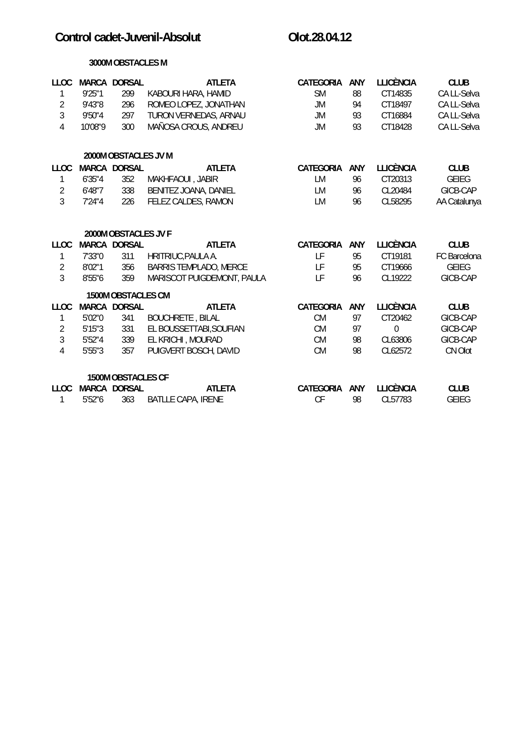# Control cadet-Juvenil-Absolut

Olot.28.04.12

### 3000M OBSTACLES M

| LLOC | MARCA | DORSAL | ATLETA | CATEGORIA | ANY | LLICÈNCIA | CLUB |
|---|---|---|---|---|---|---|---|
| 1 | 9'25"1 | 299 | KABOURI HARA, HAMID | SM | 88 | CT14835 | CA LL-Selva |
| 2 | 9'43"8 | 296 | ROMEO LOPEZ, JONATHAN | JM | 94 | CT18497 | CA LL-Selva |
| 3 | 9'50"4 | 297 | TURON VERNEDAS, ARNAU | JM | 93 | CT16884 | CA LL-Selva |
| 4 | 10'08"9 | 300 | MAÑOSA CROUS, ANDREU | JM | 93 | CT18428 | CA LL-Selva |

### 2000M OBSTACLES JV M

| LLOC | MARCA | DORSAL | ATLETA | CATEGORIA | ANY | LLICÈNCIA | CLUB |
|---|---|---|---|---|---|---|---|
| 1 | 6'35"4 | 352 | MAKHFAOUI , JABIR | LM | 96 | CT20313 | GEIEG |
| 2 | 6'48"7 | 338 | BENITEZ JOANA, DANIEL | LM | 96 | CL20484 | GICB-CAP |
| 3 | 7'24"4 | 226 | FELEZ CALDES, RAMON | LM | 96 | CL58295 | AA Catalunya |

### 2000M OBSTACLES JV F

| LLOC | MARCA | DORSAL | ATLETA | CATEGORIA | ANY | LLICÈNCIA | CLUB |
|---|---|---|---|---|---|---|---|
| 1 | 7'33"0 | 311 | HRITRIUC,PAULA A. | LF | 95 | CT19181 | FC Barcelona |
| 2 | 8'02"1 | 356 | BARRIS TEMPLADO, MERCE | LF | 95 | CT19666 | GEIEG |
| 3 | 8'55"6 | 359 | MARISCOT PUIGDEMONT, PAULA | LF | 96 | CL19222 | GICB-CAP |

### 1500M OBSTACLES CM

| LLOC | MARCA | DORSAL | ATLETA | CATEGORIA | ANY | LLICÈNCIA | CLUB |
|---|---|---|---|---|---|---|---|
| 1 | 5'02"0 | 341 | BOUCHRETE , BILAL | CM | 97 | CT20462 | GICB-CAP |
| 2 | 5'15"3 | 331 | EL BOUSSETTABI,SOUFIAN | CM | 97 | 0 | GICB-CAP |
| 3 | 5'52"4 | 339 | EL KRICHI , MOURAD | CM | 98 | CL63806 | GICB-CAP |
| 4 | 5'55"3 | 357 | PUIGVERT BOSCH, DAVID | CM | 98 | CL62572 | CN Olot |

### 1500M OBSTACLES CF

| LLOC | MARCA | DORSAL | ATLETA | CATEGORIA | ANY | LLICÈNCIA | CLUB |
|---|---|---|---|---|---|---|---|
| 1 | 5'52"6 | 363 | BATLLE CAPA, IRENE | CF | 98 | CL57783 | GEIEG |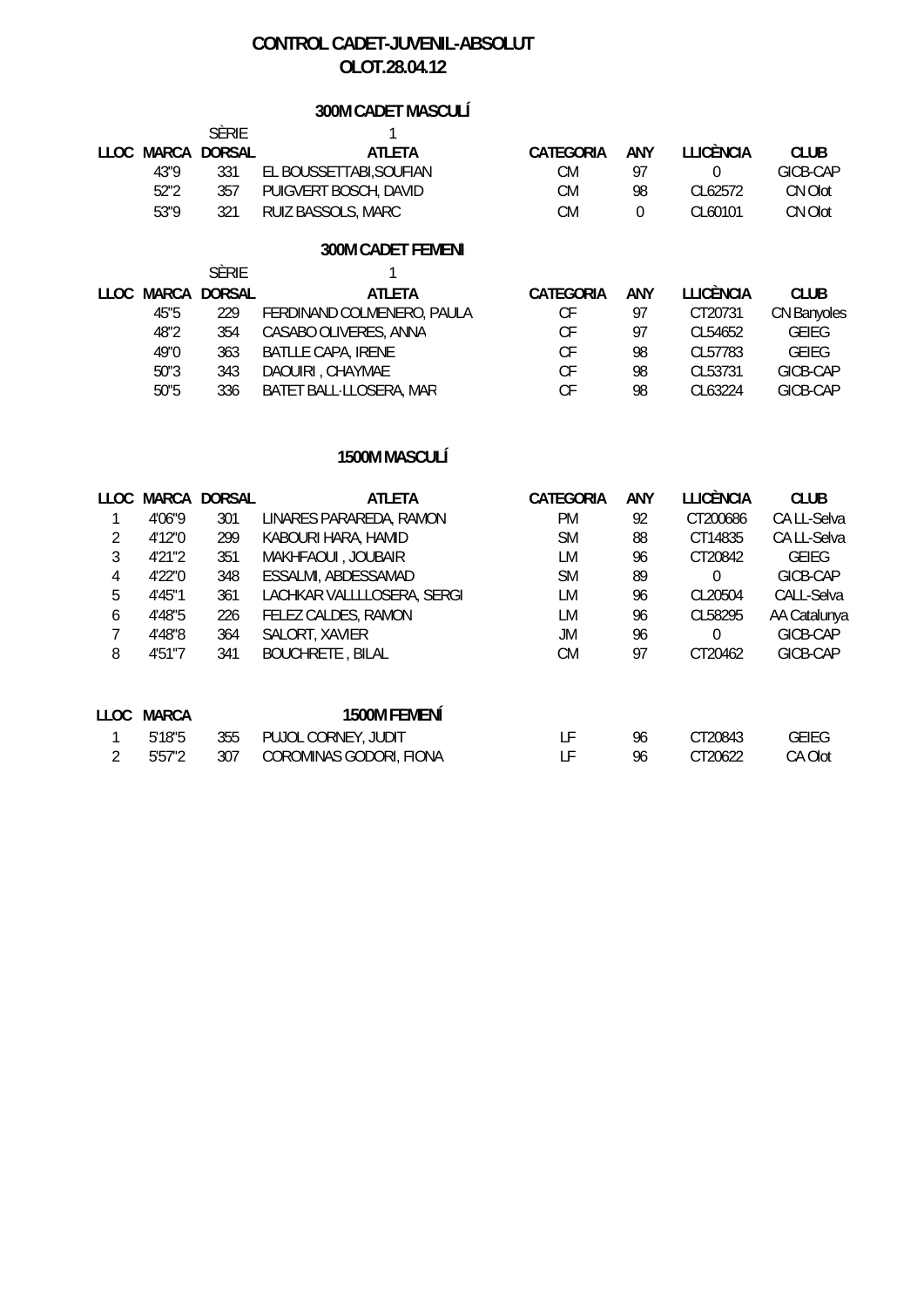# CONTROL CADET-JUVENIL-ABSOLUT
## OLOT.28.04.12

### 300M CADET MASCULÍ

SÈRIE 1

| LLOC | MARCA | DORSAL | ATLETA | CATEGORIA | ANY | LLICÈNCIA | CLUB |
|---|---|---|---|---|---|---|---|
| | 43"9 | 331 | EL BOUSSETTABI,SOUFIAN | CM | 97 | 0 | GICB-CAP |
| | 52"2 | 357 | PUIGVERT BOSCH, DAVID | CM | 98 | CL62572 | CN Olot |
| | 53"9 | 321 | RUIZ BASSOLS, MARC | CM | 0 | CL60101 | CN Olot |

### 300M CADET FEMENI

SÈRIE 1

| LLOC | MARCA | DORSAL | ATLETA | CATEGORIA | ANY | LLICÈNCIA | CLUB |
|---|---|---|---|---|---|---|---|
| | 45"5 | 229 | FERDINAND COLMENERO, PAULA | CF | 97 | CT20731 | CN Banyoles |
| | 48"2 | 354 | CASABO OLIVERES, ANNA | CF | 97 | CL54652 | GEIEG |
| | 49"0 | 363 | BATLLE CAPA, IRENE | CF | 98 | CL57783 | GEIEG |
| | 50"3 | 343 | DAOUIRI , CHAYMAE | CF | 98 | CL53731 | GICB-CAP |
| | 50"5 | 336 | BATET BALL·LLOSERA, MAR | CF | 98 | CL63224 | GICB-CAP |

### 1500M MASCULÍ

| LLOC | MARCA | DORSAL | ATLETA | CATEGORIA | ANY | LLICÈNCIA | CLUB |
|---|---|---|---|---|---|---|---|
| 1 | 4'06"9 | 301 | LINARES PARAREDA, RAMON | PM | 92 | CT200686 | CA LL-Selva |
| 2 | 4'12"0 | 299 | KABOURI HARA, HAMID | SM | 88 | CT14835 | CA LL-Selva |
| 3 | 4'21"2 | 351 | MAKHFAOUI , JOUBAIR | LM | 96 | CT20842 | GEIEG |
| 4 | 4'22"0 | 348 | ESSALMI, ABDESSAMAD | SM | 89 | 0 | GICB-CAP |
| 5 | 4'45"1 | 361 | LACHKAR VALLLLOSERA, SERGI | LM | 96 | CL20504 | CALL-Selva |
| 6 | 4'48"5 | 226 | FELEZ CALDES, RAMON | LM | 96 | CL58295 | AA Catalunya |
| 7 | 4'48"8 | 364 | SALORT, XAVIER | JM | 96 | 0 | GICB-CAP |
| 8 | 4'51"7 | 341 | BOUCHRETE , BILAL | CM | 97 | CT20462 | GICB-CAP |

### 1500M FEMENÍ

| LLOC | MARCA | | | | | | |
|---|---|---|---|---|---|---|---|
| 1 | 5'18"5 | 355 | PUJOL CORNEY, JUDIT | LF | 96 | CT20843 | GEIEG |
| 2 | 5'57"2 | 307 | COROMINAS GODORI, FIONA | LF | 96 | CT20622 | CA Olot |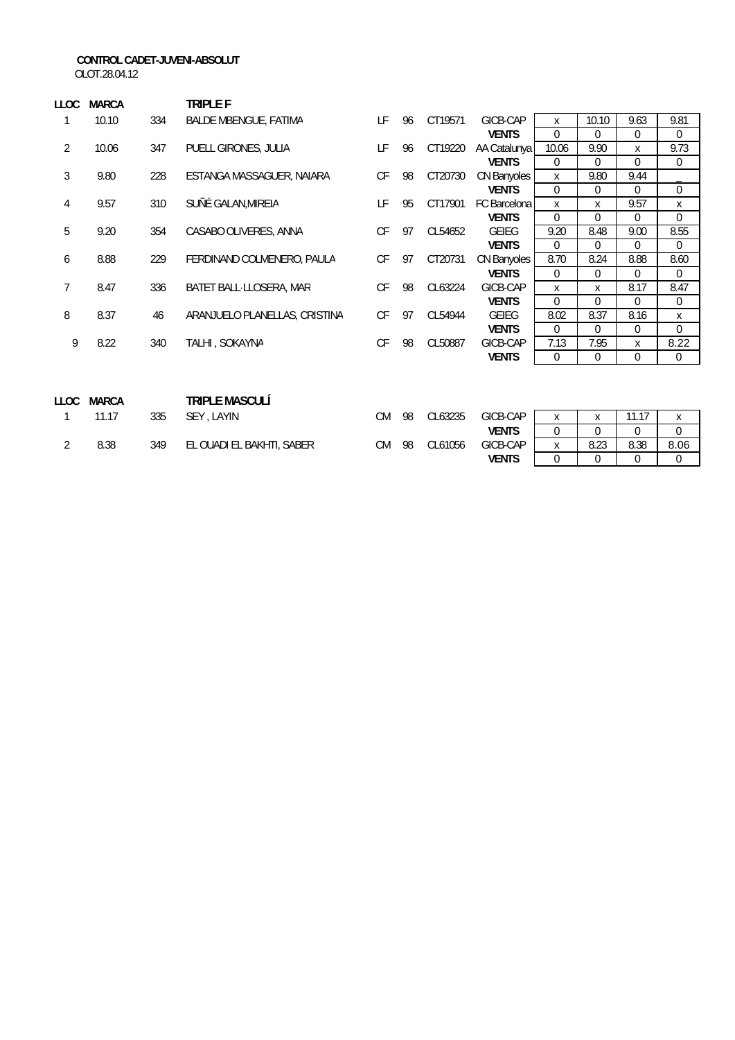**CONTROL CADET-JUVENI-ABSOLUT**
OLOT.28.04.12

| LLOC | MARCA | | TRIPLE F | | | | | | | | |
|---|---|---|---|---|---|---|---|---|---|---|---|
| 1 | 10.10 | 334 | BALDE MBENGUE, FATIMA | LF | 96 | CT19571 | GICB-CAP | x | 10.10 | 9.63 | 9.81 |
| | | | | | | | VENTS | 0 | 0 | 0 | 0 |
| 2 | 10.06 | 347 | PUELL GIRONES, JULIA | LF | 96 | CT19220 | AA Catalunya | 10.06 | 9.90 | x | 9.73 |
| | | | | | | | VENTS | 0 | 0 | 0 | 0 |
| 3 | 9.80 | 228 | ESTANGA MASSAGUER, NAIARA | CF | 98 | CT20730 | CN Banyoles | x | 9.80 | 9.44 | _ |
| | | | | | | | VENTS | 0 | 0 | 0 | 0 |
| 4 | 9.57 | 310 | SUÑÉ GALAN,MIREIA | LF | 95 | CT17901 | FC Barcelona | x | x | 9.57 | x |
| | | | | | | | VENTS | 0 | 0 | 0 | 0 |
| 5 | 9.20 | 354 | CASABO OLIVERES, ANNA | CF | 97 | CL54652 | GEIEG | 9.20 | 8.48 | 9.00 | 8.55 |
| | | | | | | | VENTS | 0 | 0 | 0 | 0 |
| 6 | 8.88 | 229 | FERDINAND COLMENERO, PAULA | CF | 97 | CT20731 | CN Banyoles | 8.70 | 8.24 | 8.88 | 8.60 |
| | | | | | | | VENTS | 0 | 0 | 0 | 0 |
| 7 | 8.47 | 336 | BATET BALL·LLOSERA, MAR | CF | 98 | CL63224 | GICB-CAP | x | x | 8.17 | 8.47 |
| | | | | | | | VENTS | 0 | 0 | 0 | 0 |
| 8 | 8.37 | 46 | ARANJUELO PLANELLAS, CRISTINA | CF | 97 | CL54944 | GEIEG | 8.02 | 8.37 | 8.16 | x |
| | | | | | | | VENTS | 0 | 0 | 0 | 0 |
| 9 | 8.22 | 340 | TALHI , SOKAYNA | CF | 98 | CL50887 | GICB-CAP | 7.13 | 7.95 | x | 8.22 |
| | | | | | | | VENTS | 0 | 0 | 0 | 0 |

| LLOC | MARCA | | TRIPLE MASCULÍ | | | | | | | | |
|---|---|---|---|---|---|---|---|---|---|---|---|
| 1 | 11.17 | 335 | SEY , LAYIN | CM | 98 | CL63235 | GICB-CAP | x | x | 11.17 | x |
| | | | | | | | VENTS | 0 | 0 | 0 | 0 |
| 2 | 8.38 | 349 | EL OUADI EL BAKHTI, SABER | CM | 98 | CL61056 | GICB-CAP | x | 8.23 | 8.38 | 8.06 |
| | | | | | | | VENTS | 0 | 0 | 0 | 0 |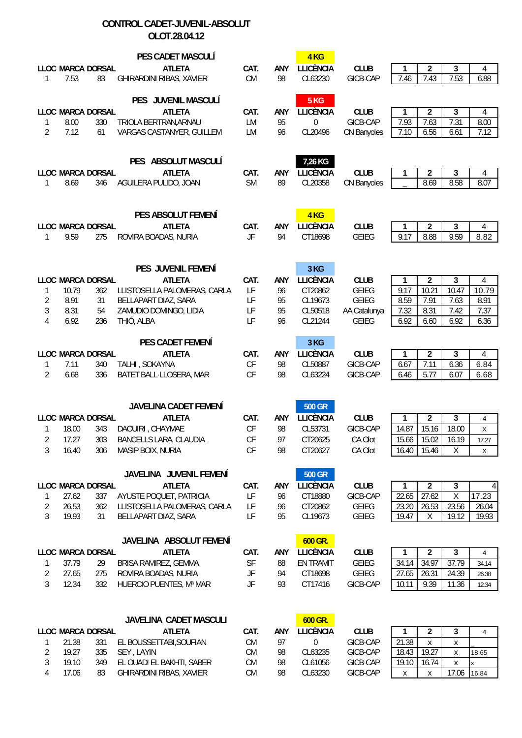# CONTROL CADET-JUVENIL-ABSOLUT
## OLOT.28.04.12

### PES CADET MASCULÍ

| LLOC | MARCA | DORSAL | ATLETA | CAT. | ANY | LLICÈNCIA (4 KG) | CLUB | 1 | 2 | 3 | 4 |
|---|---|---|---|---|---|---|---|---|---|---|---|
| 1 | 7.53 | 83 | GHIRARDINI RIBAS, XAVIER | CM | 98 | CL63230 | GICB-CAP | 7.46 | 7.43 | 7.53 | 6.88 |

### PES JUVENIL MASCULÍ

| LLOC | MARCA | DORSAL | ATLETA | CAT. | ANY | LLICÈNCIA (5 KG) | CLUB | 1 | 2 | 3 | 4 |
|---|---|---|---|---|---|---|---|---|---|---|---|
| 1 | 8.00 | 330 | TRIOLA BERTRAN,ARNAU | LM | 95 | 0 | GICB-CAP | 7.93 | 7.63 | 7.31 | 8.00 |
| 2 | 7.12 | 61 | VARGAS CASTANYER, GUILLEM | LM | 96 | CL20496 | CN Banyoles | 7.10 | 6.56 | 6.61 | 7.12 |

### PES ABSOLUT MASCULÍ

| LLOC | MARCA | DORSAL | ATLETA | CAT. | ANY | LLICÈNCIA (7,26 KG) | CLUB | 1 | 2 | 3 | 4 |
|---|---|---|---|---|---|---|---|---|---|---|---|
| 1 | 8.69 | 346 | AGUILERA PULIDO, JOAN | SM | 89 | CL20358 | CN Banyoles | _ | 8.69 | 8.58 | 8.07 |

### PES ABSOLUT FEMENÍ

| LLOC | MARCA | DORSAL | ATLETA | CAT. | ANY | LLICÈNCIA (4 KG) | CLUB | 1 | 2 | 3 | 4 |
|---|---|---|---|---|---|---|---|---|---|---|---|
| 1 | 9.59 | 275 | ROVIRA BOADAS, NURIA | JF | 94 | CT18698 | GEIEG | 9.17 | 8.88 | 9.59 | 8.82 |

### PES JUVENIL FEMENÍ

| LLOC | MARCA | DORSAL | ATLETA | CAT. | ANY | LLICÈNCIA (3 KG) | CLUB | 1 | 2 | 3 | 4 |
|---|---|---|---|---|---|---|---|---|---|---|---|
| 1 | 10.79 | 362 | LLISTOSELLA PALOMERAS, CARLA | LF | 96 | CT20862 | GEIEG | 9.17 | 10.21 | 10.47 | 10.79 |
| 2 | 8.91 | 31 | BELLAPART DIAZ, SARA | LF | 95 | CL19673 | GEIEG | 8.59 | 7.91 | 7.63 | 8.91 |
| 3 | 8.31 | 54 | ZAMUDIO DOMINGO, LIDIA | LF | 95 | CL50518 | AA Catalunya | 7.32 | 8.31 | 7.42 | 7.37 |
| 4 | 6.92 | 236 | THIÓ, ALBA | LF | 96 | CL21244 | GEIEG | 6.92 | 6.60 | 6.92 | 6.36 |

### PES CADET FEMENÍ

| LLOC | MARCA | DORSAL | ATLETA | CAT. | ANY | LLICÈNCIA (3 KG) | CLUB | 1 | 2 | 3 | 4 |
|---|---|---|---|---|---|---|---|---|---|---|---|
| 1 | 7.11 | 340 | TALHI , SOKAYNA | CF | 98 | CL50887 | GICB-CAP | 6.67 | 7.11 | 6.36 | 6.84 |
| 2 | 6.68 | 336 | BATET BALL·LLOSERA, MAR | CF | 98 | CL63224 | GICB-CAP | 6.46 | 5.77 | 6.07 | 6.68 |

### JAVELINA CADET FEMENÍ

| LLOC | MARCA | DORSAL | ATLETA | CAT. | ANY | LLICÈNCIA (500 GR) | CLUB | 1 | 2 | 3 | 4 |
|---|---|---|---|---|---|---|---|---|---|---|---|
| 1 | 18.00 | 343 | DAOUIRI , CHAYMAE | CF | 98 | CL53731 | GICB-CAP | 14.87 | 15.16 | 18.00 | X |
| 2 | 17.27 | 303 | BANCELLS LARA, CLAUDIA | CF | 97 | CT20625 | CA Olot | 15.66 | 15.02 | 16.19 | 17.27 |
| 3 | 16.40 | 306 | MASIP BOIX, NURIA | CF | 98 | CT20627 | CA Olot | 16.40 | 15.46 | X | X |

### JAVELINA JUVENIL FEMENÍ

| LLOC | MARCA | DORSAL | ATLETA | CAT. | ANY | LLICÈNCIA (500 GR) | CLUB | 1 | 2 | 3 | 4 |
|---|---|---|---|---|---|---|---|---|---|---|---|
| 1 | 27.62 | 337 | AYUSTE POQUET, PATRICIA | LF | 96 | CT18880 | GICB-CAP | 22.65 | 27.62 | X | 17.23 |
| 2 | 26.53 | 362 | LLISTOSELLA PALOMERAS, CARLA | LF | 96 | CT20862 | GEIEG | 23.20 | 26.53 | 23.56 | 26.04 |
| 3 | 19.93 | 31 | BELLAPART DIAZ, SARA | LF | 95 | CL19673 | GEIEG | 19.47 | X | 19.12 | 19.93 |

### JAVELINA ABSOLUT FEMENÍ

| LLOC | MARCA | DORSAL | ATLETA | CAT. | ANY | LLICÈNCIA (600 GR.) | CLUB | 1 | 2 | 3 | 4 |
|---|---|---|---|---|---|---|---|---|---|---|---|
| 1 | 37.79 | 29 | BRISA RAMIREZ, GEMMA | SF | 88 | EN TRAMIT | GEIEG | 34.14 | 34.97 | 37.79 | 34.14 |
| 2 | 27.65 | 275 | ROVIRA BOADAS, NURIA | JF | 94 | CT18698 | GEIEG | 27.65 | 26.31 | 24.39 | 26.38 |
| 3 | 12.34 | 332 | HUERCIO PUENTES, Mª MAR | JF | 93 | CT17416 | GICB-CAP | 10.11 | 9.39 | 11.36 | 12.34 |

### JAVELINA CADET MASCULI

| LLOC | MARCA | DORSAL | ATLETA | CAT. | ANY | LLICÈNCIA (600 GR.) | CLUB | 1 | 2 | 3 | 4 |
|---|---|---|---|---|---|---|---|---|---|---|---|
| 1 | 21.38 | 331 | EL BOUSSETTABI,SOUFIAN | CM | 97 | 0 | GICB-CAP | 21.38 | x | x | _ |
| 2 | 19.27 | 335 | SEY , LAYIN | CM | 98 | CL63235 | GICB-CAP | 18.43 | 19.27 | x | 18.65 |
| 3 | 19.10 | 349 | EL OUADI EL BAKHTI, SABER | CM | 98 | CL61056 | GICB-CAP | 19.10 | 16.74 | x | x |
| 4 | 17.06 | 83 | GHIRARDINI RIBAS, XAVIER | CM | 98 | CL63230 | GICB-CAP | x | x | 17.06 | 16.84 |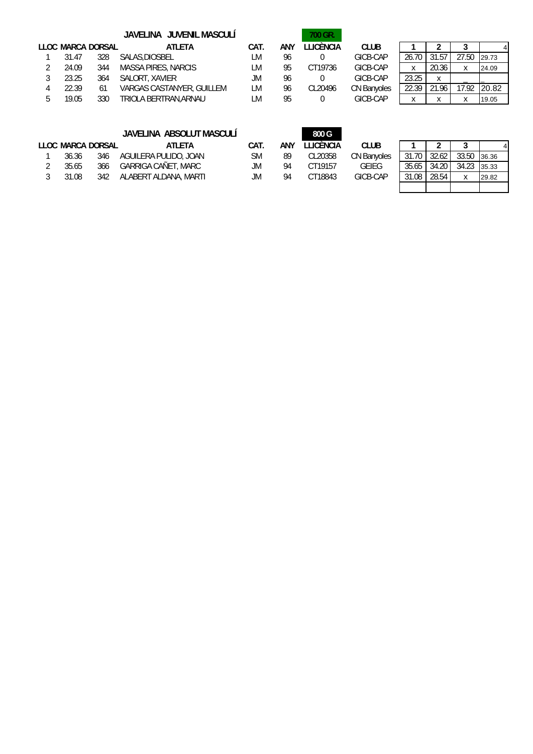## JAVELINA JUVENIL MASCULÍ

**700 GR.**

| LLOC | MARCA | DORSAL | ATLETA | CAT. | ANY | LLICÈNCIA | CLUB | 1 | 2 | 3 | 4 |
|---|---|---|---|---|---|---|---|---|---|---|---|
| 1 | 31.47 | 328 | SALAS,DIOSBEL | LM | 96 | 0 | GICB-CAP | 26.70 | 31.57 | 27.50 | 29.73 |
| 2 | 24.09 | 344 | MASSA PIRES, NARCIS | LM | 95 | CT19736 | GICB-CAP | x | 20.36 | x | 24.09 |
| 3 | 23.25 | 364 | SALORT, XAVIER | JM | 96 | 0 | GICB-CAP | 23.25 | x | _ | _ |
| 4 | 22.39 | 61 | VARGAS CASTANYER, GUILLEM | LM | 96 | CL20496 | CN Banyoles | 22.39 | 21.96 | 17.92 | 20.82 |
| 5 | 19.05 | 330 | TRIOLA BERTRAN,ARNAU | LM | 95 | 0 | GICB-CAP | x | x | x | 19.05 |

## JAVELINA ABSOLUT MASCULÍ

**800 G**

| LLOC | MARCA | DORSAL | ATLETA | CAT. | ANY | LLICÈNCIA | CLUB | 1 | 2 | 3 | 4 |
|---|---|---|---|---|---|---|---|---|---|---|---|
| 1 | 36.36 | 346 | AGUILERA PULIDO, JOAN | SM | 89 | CL20358 | CN Banyoles | 31.70 | 32.62 | 33.50 | 36.36 |
| 2 | 35.65 | 366 | GARRIGA CAÑET, MARC | JM | 94 | CT19157 | GEIEG | 35.65 | 34.20 | 34.23 | 35.33 |
| 3 | 31.08 | 342 | ALABERT ALDANA, MARTI | JM | 94 | CT18843 | GICB-CAP | 31.08 | 28.54 | x | 29.82 |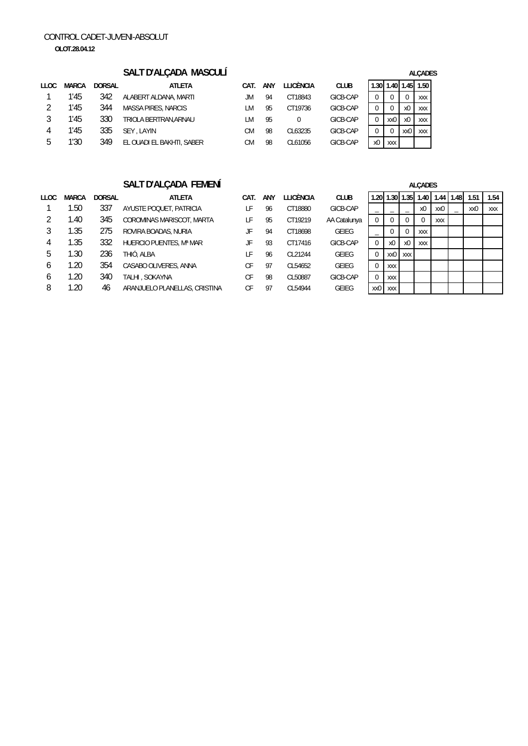CONTROL CADET-JUVENI-ABSOLUT

**OLOT.28.04.12**

## SALT D'ALÇADA MASCULÍ

| LLOC | MARCA | DORSAL | ATLETA | CAT. | ANY | LLICÈNCIA | CLUB | 1.30 | 1.40 | 1.45 | 1.50 |
|---|---|---|---|---|---|---|---|---|---|---|---|
| | | | | | | | | ALÇADES | | | |
| 1 | 1'45 | 342 | ALABERT ALDANA, MARTI | JM | 94 | CT18843 | GICB-CAP | 0 | 0 | 0 | xxx |
| 2 | 1'45 | 344 | MASSA PIRES, NARCIS | LM | 95 | CT19736 | GICB-CAP | 0 | 0 | x0 | xxx |
| 3 | 1'45 | 330 | TRIOLA BERTRAN,ARNAU | LM | 95 | 0 | GICB-CAP | 0 | xx0 | x0 | xxx |
| 4 | 1'45 | 335 | SEY , LAYIN | CM | 98 | CL63235 | GICB-CAP | 0 | 0 | xx0 | xxx |
| 5 | 1'30 | 349 | EL OUADI EL BAKHTI, SABER | CM | 98 | CL61056 | GICB-CAP | x0 | xxx | | |

## SALT D'ALÇADA FEMENÍ

| LLOC | MARCA | DORSAL | ATLETA | CAT. | ANY | LLICÈNCIA | CLUB | 1.20 | 1.30 | 1.35 | 1.40 | 1.44 | 1.48 | 1.51 | 1.54 |
|---|---|---|---|---|---|---|---|---|---|---|---|---|---|---|---|
| | | | | | | | | ALÇADES | | | | | | | |
| 1 | 1.50 | 337 | AYUSTE POQUET, PATRICIA | LF | 96 | CT18880 | GICB-CAP | _ | _ | _ | x0 | xx0 | _ | xx0 | xxx |
| 2 | 1.40 | 345 | COROMINAS MARISCOT, MARTA | LF | 95 | CT19219 | AA Catalunya | 0 | 0 | 0 | 0 | xxx | | | |
| 3 | 1.35 | 275 | ROVIRA BOADAS, NURIA | JF | 94 | CT18698 | GEIEG | _ | 0 | 0 | xxx | | | | |
| 4 | 1.35 | 332 | HUERCIO PUENTES, Mª MAR | JF | 93 | CT17416 | GICB-CAP | 0 | x0 | x0 | xxx | | | | |
| 5 | 1.30 | 236 | THIÓ, ALBA | LF | 96 | CL21244 | GEIEG | 0 | xx0 | xxx | | | | | |
| 6 | 1.20 | 354 | CASABO OLIVERES, ANNA | CF | 97 | CL54652 | GEIEG | 0 | xxx | | | | | | |
| 6 | 1.20 | 340 | TALHI , SOKAYNA | CF | 98 | CL50887 | GICB-CAP | 0 | xxx | | | | | | |
| 8 | 1.20 | 46 | ARANJUELO PLANELLAS, CRISTINA | CF | 97 | CL54944 | GEIEG | xx0 | xxx | | | | | | |